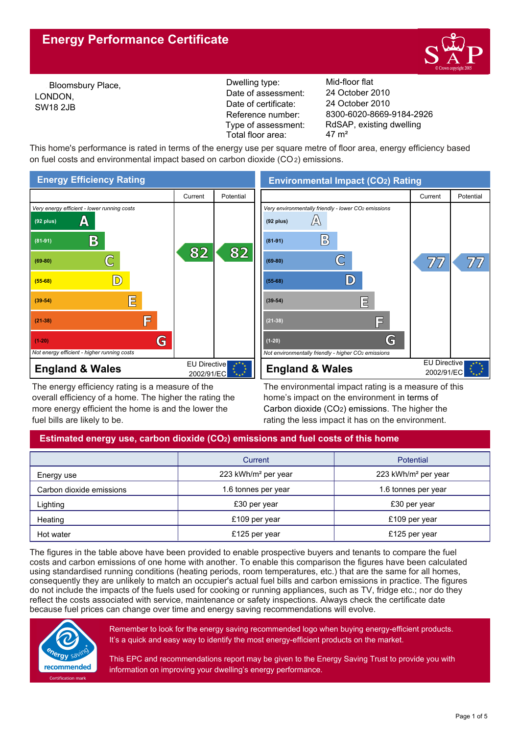# Energy Performance Certificate

Bloomsbury Place,
LONDON,
SW18 2JB

| | |
|---|---|
| Dwelling type: | Mid-floor flat |
| Date of assessment: | 24 October 2010 |
| Date of certificate: | 24 October 2010 |
| Reference number: | 8300-6020-8669-9184-2926 |
| Type of assessment: | RdSAP, existing dwelling |
| Total floor area: | 47 m² |

This home's performance is rated in terms of the energy use per square metre of floor area, energy efficiency based on fuel costs and environmental impact based on carbon dioxide ($CO_2$) emissions.

## Energy Efficiency Rating

| | Current | Potential |
|---|---|---|
| *Very energy efficient - lower running costs* | | |
| (92 plus) A | | |
| (81-91) B | 82 | 82 |
| (69-80) C | | |
| (55-68) D | | |
| (39-54) E | | |
| (21-38) F | | |
| (1-20) G | | |
| *Not energy efficient - higher running costs* | | |

**England & Wales** — EU Directive 2002/91/EC

The energy efficiency rating is a measure of the overall efficiency of a home. The higher the rating the more energy efficient the home is and the lower the fuel bills are likely to be.

## Environmental Impact ($CO_2$) Rating

| | Current | Potential |
|---|---|---|
| *Very environmentally friendly - lower $CO_2$ emissions* | | |
| (92 plus) A | | |
| (81-91) B | | |
| (69-80) C | 77 | 77 |
| (55-68) D | | |
| (39-54) E | | |
| (21-38) F | | |
| (1-20) G | | |
| *Not environmentally friendly - higher $CO_2$ emissions* | | |

**England & Wales** — EU Directive 2002/91/EC

The environmental impact rating is a measure of this home's impact on the environment in terms of Carbon dioxide ($CO_2$) emissions. The higher the rating the less impact it has on the environment.

## Estimated energy use, carbon dioxide ($CO_2$) emissions and fuel costs of this home

| | Current | Potential |
|---|---|---|
| Energy use | 223 kWh/m² per year | 223 kWh/m² per year |
| Carbon dioxide emissions | 1.6 tonnes per year | 1.6 tonnes per year |
| Lighting | £30 per year | £30 per year |
| Heating | £109 per year | £109 per year |
| Hot water | £125 per year | £125 per year |

The figures in the table above have been provided to enable prospective buyers and tenants to compare the fuel costs and carbon emissions of one home with another. To enable this comparison the figures have been calculated using standardised running conditions (heating periods, room temperatures, etc.) that are the same for all homes, consequently they are unlikely to match an occupier's actual fuel bills and carbon emissions in practice. The figures do not include the impacts of the fuels used for cooking or running appliances, such as TV, fridge etc.; nor do they reflect the costs associated with service, maintenance or safety inspections. Always check the certificate date because fuel prices can change over time and energy saving recommendations will evolve.

energy saving recommended — Certification mark

Remember to look for the energy saving recommended logo when buying energy-efficient products. It's a quick and easy way to identify the most energy-efficient products on the market.

This EPC and recommendations report may be given to the Energy Saving Trust to provide you with information on improving your dwelling's energy performance.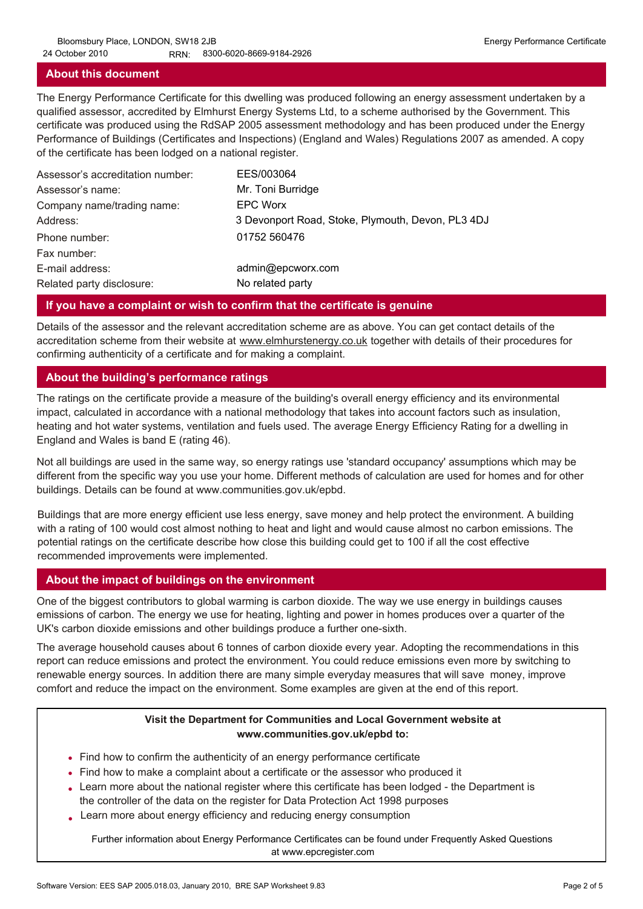## About this document

The Energy Performance Certificate for this dwelling was produced following an energy assessment undertaken by a qualified assessor, accredited by Elmhurst Energy Systems Ltd, to a scheme authorised by the Government. This certificate was produced using the RdSAP 2005 assessment methodology and has been produced under the Energy Performance of Buildings (Certificates and Inspections) (England and Wales) Regulations 2007 as amended. A copy of the certificate has been lodged on a national register.

| | |
|---|---|
| Assessor's accreditation number: | EES/003064 |
| Assessor's name: | Mr. Toni Burridge |
| Company name/trading name: | EPC Worx |
| Address: | 3 Devonport Road, Stoke, Plymouth, Devon, PL3 4DJ |
| Phone number: | 01752 560476 |
| Fax number: | |
| E-mail address: | admin@epcworx.com |
| Related party disclosure: | No related party |

## If you have a complaint or wish to confirm that the certificate is genuine

Details of the assessor and the relevant accreditation scheme are as above. You can get contact details of the accreditation scheme from their website at www.elmhurstenergy.co.uk together with details of their procedures for confirming authenticity of a certificate and for making a complaint.

## About the building's performance ratings

The ratings on the certificate provide a measure of the building's overall energy efficiency and its environmental impact, calculated in accordance with a national methodology that takes into account factors such as insulation, heating and hot water systems, ventilation and fuels used. The average Energy Efficiency Rating for a dwelling in England and Wales is band E (rating 46).

Not all buildings are used in the same way, so energy ratings use 'standard occupancy' assumptions which may be different from the specific way you use your home. Different methods of calculation are used for homes and for other buildings. Details can be found at www.communities.gov.uk/epbd.

Buildings that are more energy efficient use less energy, save money and help protect the environment. A building with a rating of 100 would cost almost nothing to heat and light and would cause almost no carbon emissions. The potential ratings on the certificate describe how close this building could get to 100 if all the cost effective recommended improvements were implemented.

## About the impact of buildings on the environment

One of the biggest contributors to global warming is carbon dioxide. The way we use energy in buildings causes emissions of carbon. The energy we use for heating, lighting and power in homes produces over a quarter of the UK's carbon dioxide emissions and other buildings produce a further one-sixth.

The average household causes about 6 tonnes of carbon dioxide every year. Adopting the recommendations in this report can reduce emissions and protect the environment. You could reduce emissions even more by switching to renewable energy sources. In addition there are many simple everyday measures that will save money, improve comfort and reduce the impact on the environment. Some examples are given at the end of this report.

**Visit the Department for Communities and Local Government website at www.communities.gov.uk/epbd to:**

- Find how to confirm the authenticity of an energy performance certificate
- Find how to make a complaint about a certificate or the assessor who produced it
- Learn more about the national register where this certificate has been lodged - the Department is the controller of the data on the register for Data Protection Act 1998 purposes
- Learn more about energy efficiency and reducing energy consumption

Further information about Energy Performance Certificates can be found under Frequently Asked Questions at www.epcregister.com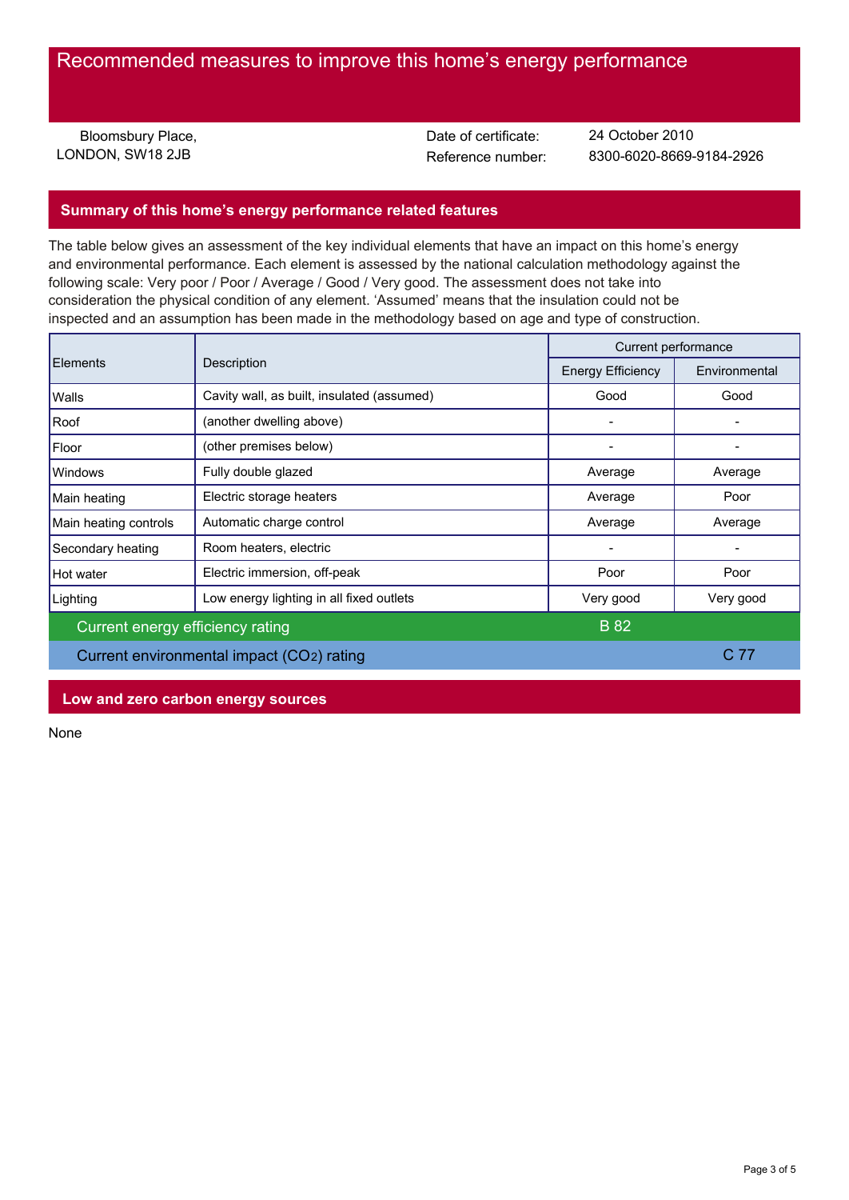# Recommended measures to improve this home's energy performance

Bloomsbury Place,
LONDON, SW18 2JB

Date of certificate: 24 October 2010
Reference number: 8300-6020-8669-9184-2926

## Summary of this home's energy performance related features

The table below gives an assessment of the key individual elements that have an impact on this home's energy and environmental performance. Each element is assessed by the national calculation methodology against the following scale: Very poor / Poor / Average / Good / Very good. The assessment does not take into consideration the physical condition of any element. 'Assumed' means that the insulation could not be inspected and an assumption has been made in the methodology based on age and type of construction.

| Elements | Description | Current performance | |
|---|---|---|---|
| | | Energy Efficiency | Environmental |
| Walls | Cavity wall, as built, insulated (assumed) | Good | Good |
| Roof | (another dwelling above) | - | - |
| Floor | (other premises below) | - | - |
| Windows | Fully double glazed | Average | Average |
| Main heating | Electric storage heaters | Average | Poor |
| Main heating controls | Automatic charge control | Average | Average |
| Secondary heating | Room heaters, electric | - | - |
| Hot water | Electric immersion, off-peak | Poor | Poor |
| Lighting | Low energy lighting in all fixed outlets | Very good | Very good |
| Current energy efficiency rating | | B 82 | |
| Current environmental impact ($CO_2$) rating | | | C 77 |

## Low and zero carbon energy sources

None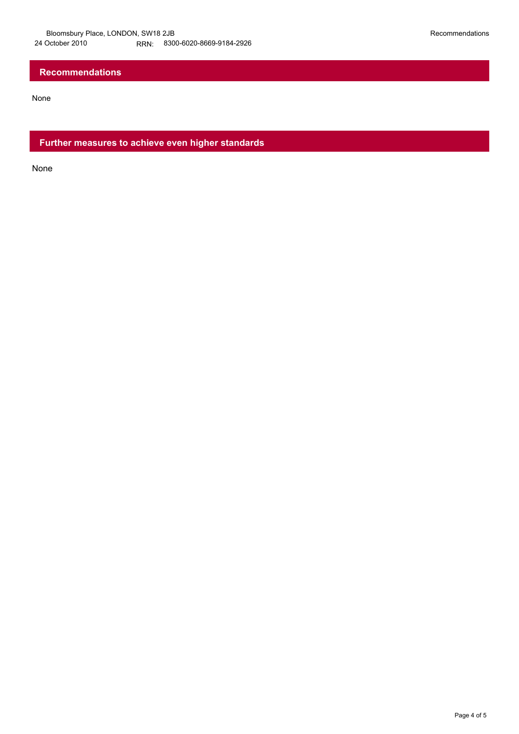## Recommendations

None

## Further measures to achieve even higher standards

None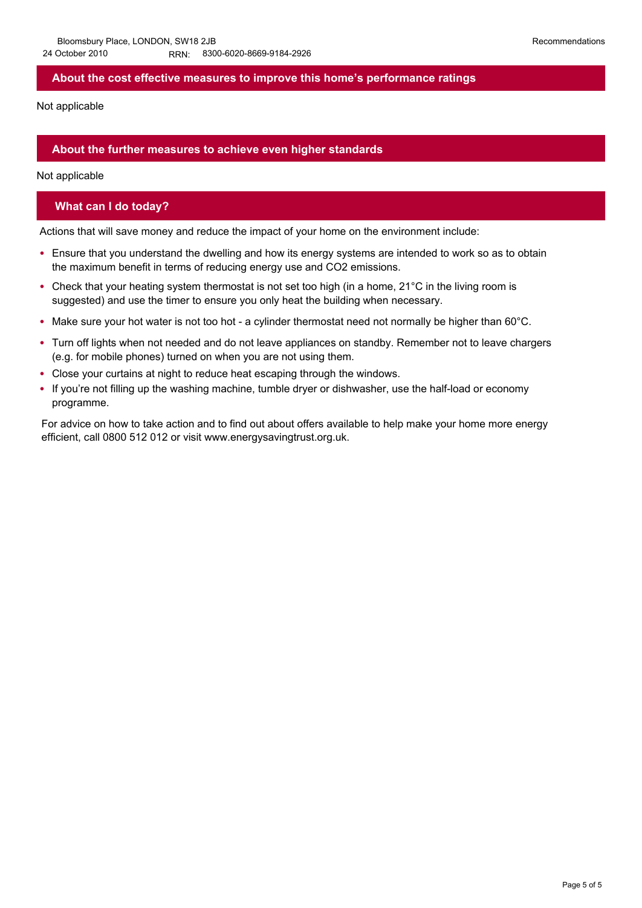## About the cost effective measures to improve this home's performance ratings

Not applicable

## About the further measures to achieve even higher standards

Not applicable

## What can I do today?

Actions that will save money and reduce the impact of your home on the environment include:

- Ensure that you understand the dwelling and how its energy systems are intended to work so as to obtain the maximum benefit in terms of reducing energy use and $CO_2$ emissions.
- Check that your heating system thermostat is not set too high (in a home, 21°C in the living room is suggested) and use the timer to ensure you only heat the building when necessary.
- Make sure your hot water is not too hot - a cylinder thermostat need not normally be higher than 60°C.
- Turn off lights when not needed and do not leave appliances on standby. Remember not to leave chargers (e.g. for mobile phones) turned on when you are not using them.
- Close your curtains at night to reduce heat escaping through the windows.
- If you're not filling up the washing machine, tumble dryer or dishwasher, use the half-load or economy programme.

For advice on how to take action and to find out about offers available to help make your home more energy efficient, call 0800 512 012 or visit www.energysavingtrust.org.uk.